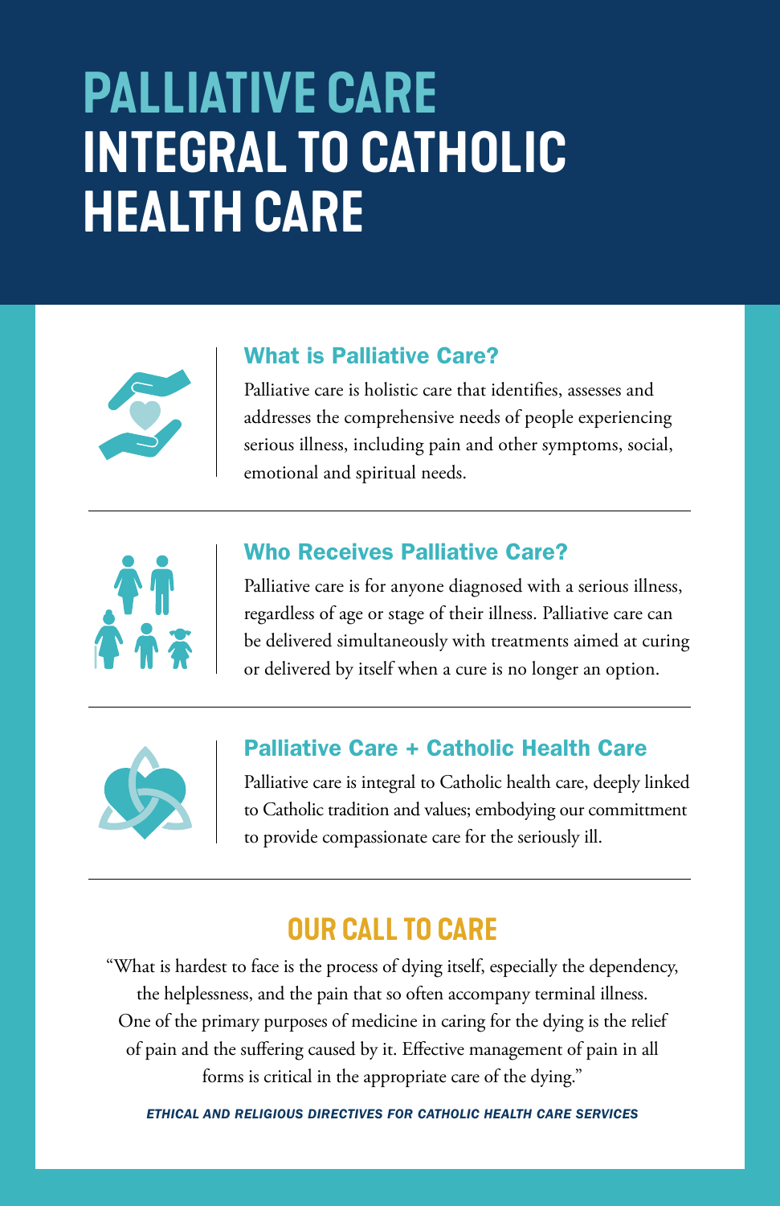# PALLIATIVE CARE INTEGRAL TO CATHOLIC HEALTH CARE

## What is Palliative Care?

Palliative care is holistic care that identifies, assesses and addresses the comprehensive needs of people experiencing serious illness, including pain and other symptoms, social, emotional and spiritual needs.

## Who Receives Palliative Care?

Palliative care is for anyone diagnosed with a serious illness, regardless of age or stage of their illness. Palliative care can be delivered simultaneously with treatments aimed at curing or delivered by itself when a cure is no longer an option.

## Palliative Care + Catholic Health Care

Palliative care is integral to Catholic health care, deeply linked to Catholic tradition and values; embodying our committment to provide compassionate care for the seriously ill.

## OUR CALL TO CARE

"What is hardest to face is the process of dying itself, especially the dependency, the helplessness, and the pain that so often accompany terminal illness. One of the primary purposes of medicine in caring for the dying is the relief of pain and the suffering caused by it. Effective management of pain in all forms is critical in the appropriate care of the dying."

***ETHICAL AND RELIGIOUS DIRECTIVES FOR CATHOLIC HEALTH CARE SERVICES***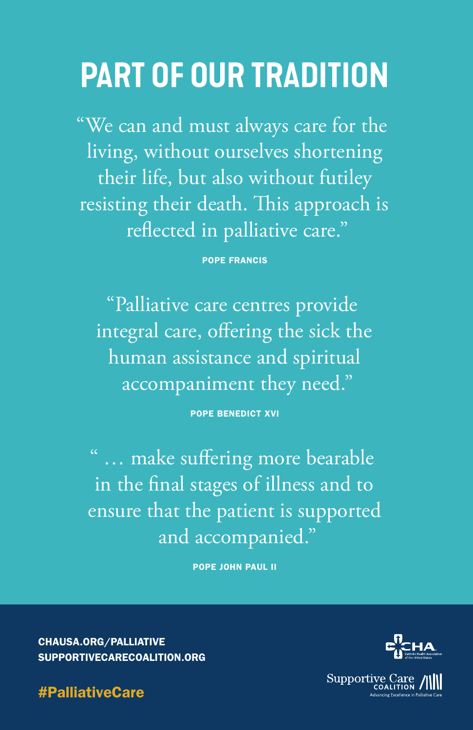# PART OF OUR TRADITION

"We can and must always care for the living, without ourselves shortening their life, but also without futiley resisting their death. This approach is reflected in palliative care."

**POPE FRANCIS**

"Palliative care centres provide integral care, offering the sick the human assistance and spiritual accompaniment they need."

**POPE BENEDICT XVI**

" … make suffering more bearable in the final stages of illness and to ensure that the patient is supported and accompanied."

**POPE JOHN PAUL II**

CHAUSA.ORG/PALLIATIVE
SUPPORTIVECARECOALITION.ORG

#PalliativeCare

CHA Catholic Health Association of the United States

Supportive Care COALITION
Advancing Excellence in Palliative Care